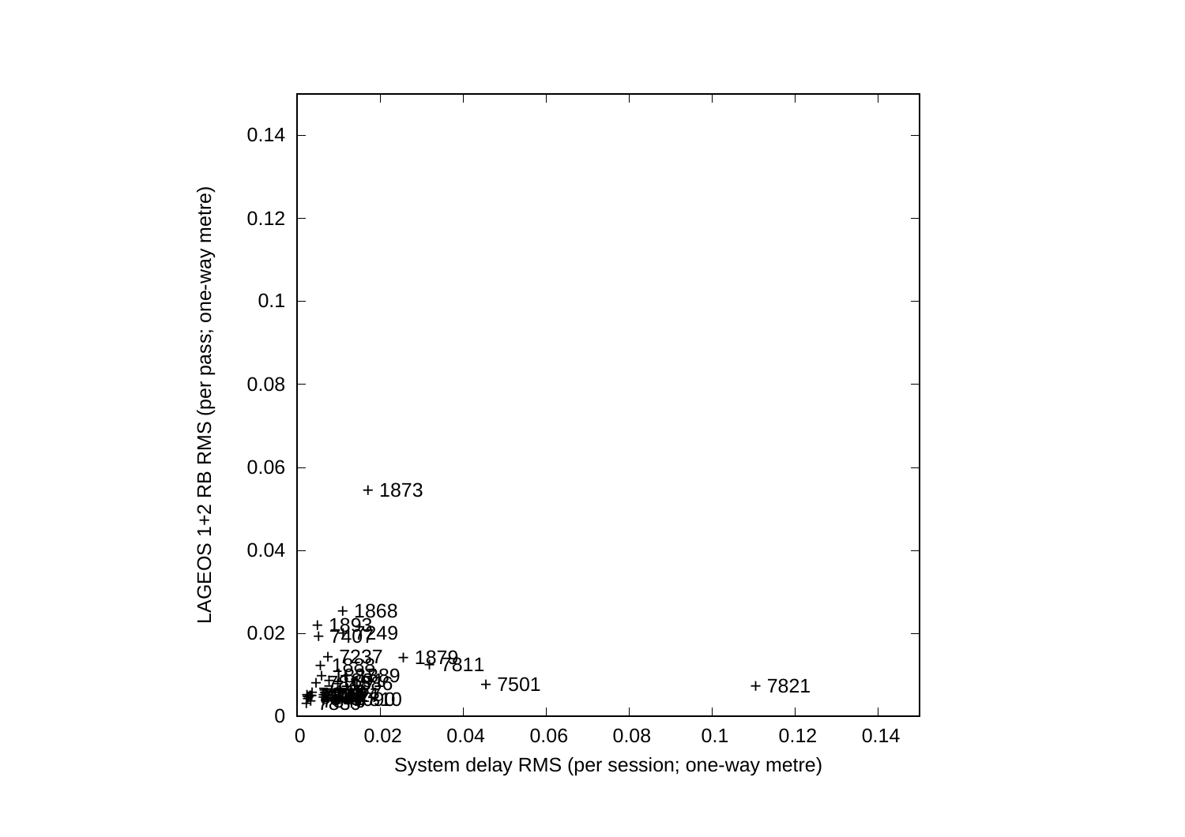LAGEOS 1+2 RB RMS (per pass; one-way metre)

System delay RMS (per session; one-way metre)

+ 1873

+ 1868

+ 1893

+ 7249

+ 7407

+ 7237

+ 1879

+ 7811

+ 7501

+ 7821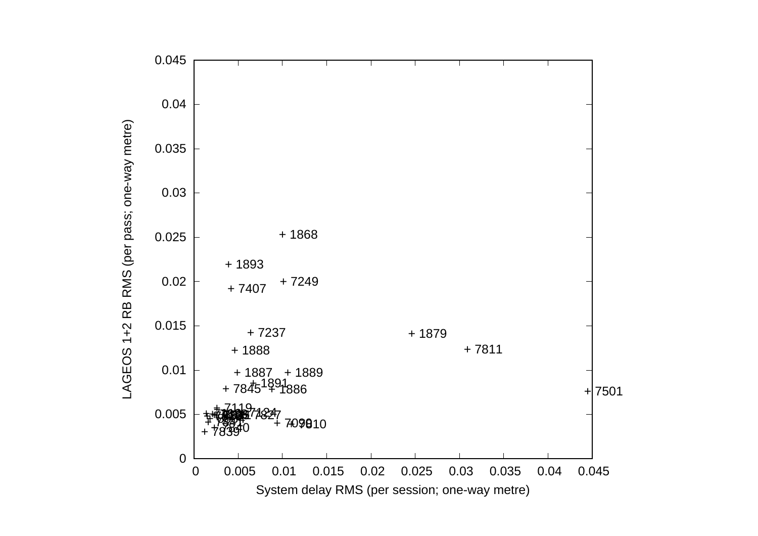LAGEOS 1+2 RB RMS (per pass; one-way metre)

System delay RMS (per session; one-way metre)

| Station |
|---|
| 1868 |
| 1893 |
| 7249 |
| 7407 |
| 7237 |
| 1879 |
| 7811 |
| 1888 |
| 1887 |
| 1889 |
| 1891 |
| 7845 |
| 1886 |
| 7501 |
| 7119 |
| 7124 |
| 7827 |
| 7090 |
| 7810 |
| 7840 |
| 7839 |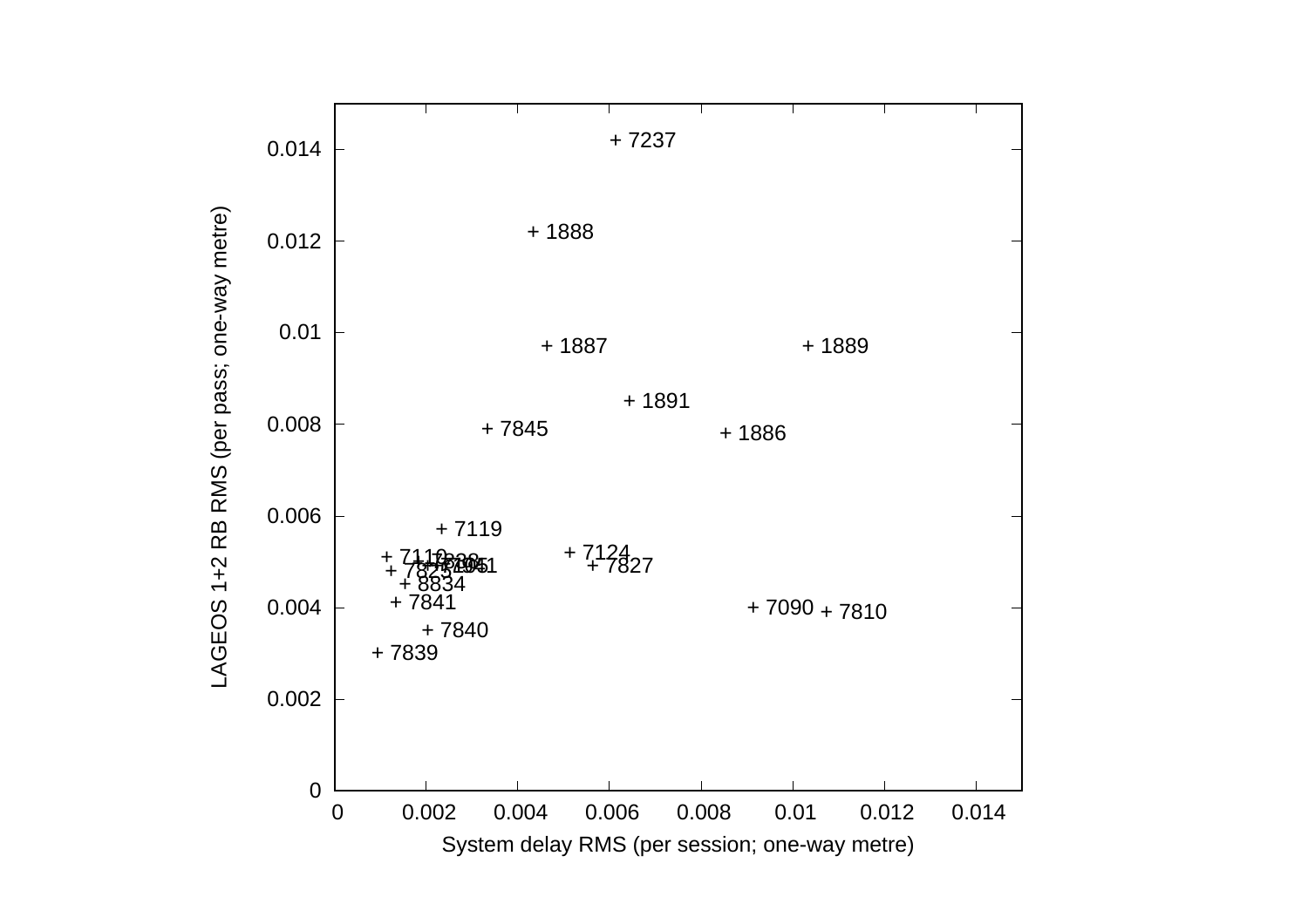LAGEOS 1+2 RB RMS (per pass; one-way metre)

System delay RMS (per session; one-way metre)

0
0.002
0.004
0.006
0.008
0.01
0.012
0.014

0
0.002
0.004
0.006
0.008
0.01
0.012
0.014

+ 7237
+ 1888
+ 1887
+ 1889
+ 1891
+ 7845
+ 1886
+ 7119
+ 7110
+ 7124
+ 7827
+ 8834
+ 7841
+ 7090
+ 7810
+ 7840
+ 7839